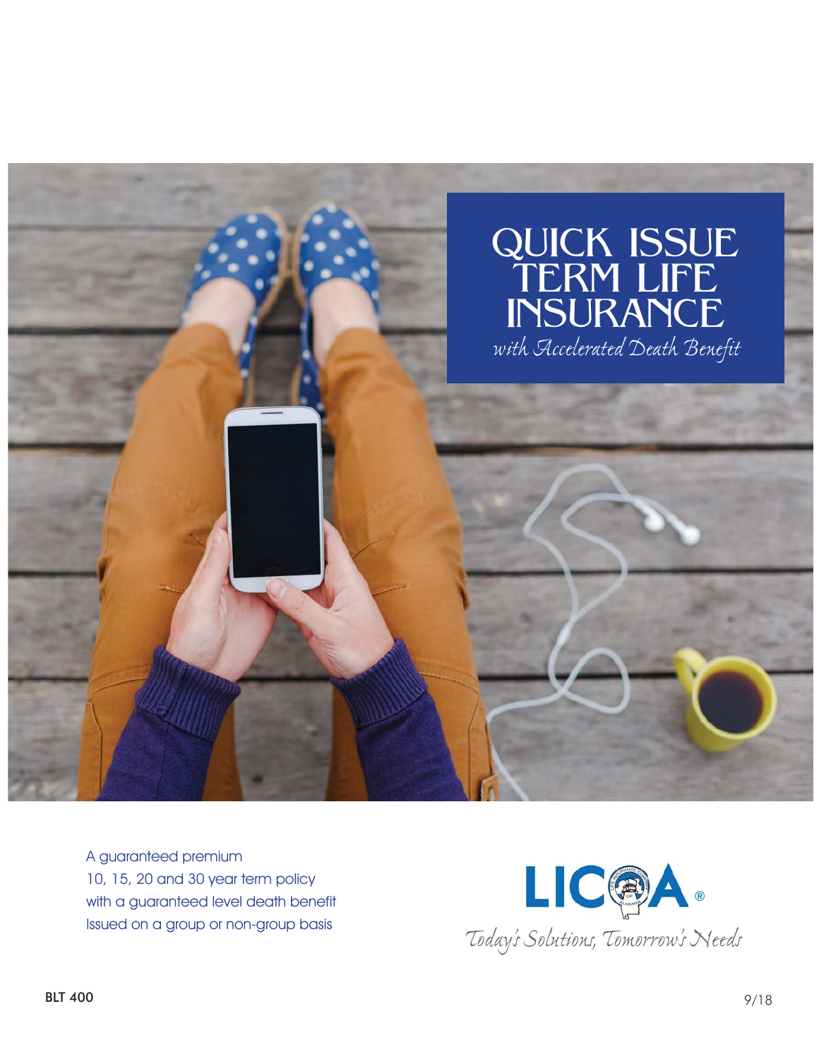# QUICK ISSUE TERM LIFE INSURANCE

*with Accelerated Death Benefit*

A guaranteed premium
10, 15, 20 and 30 year term policy
with a guaranteed level death benefit
Issued on a group or non-group basis

LICOA®

*Today's Solutions, Tomorrow's Needs*

BLT 400

9/18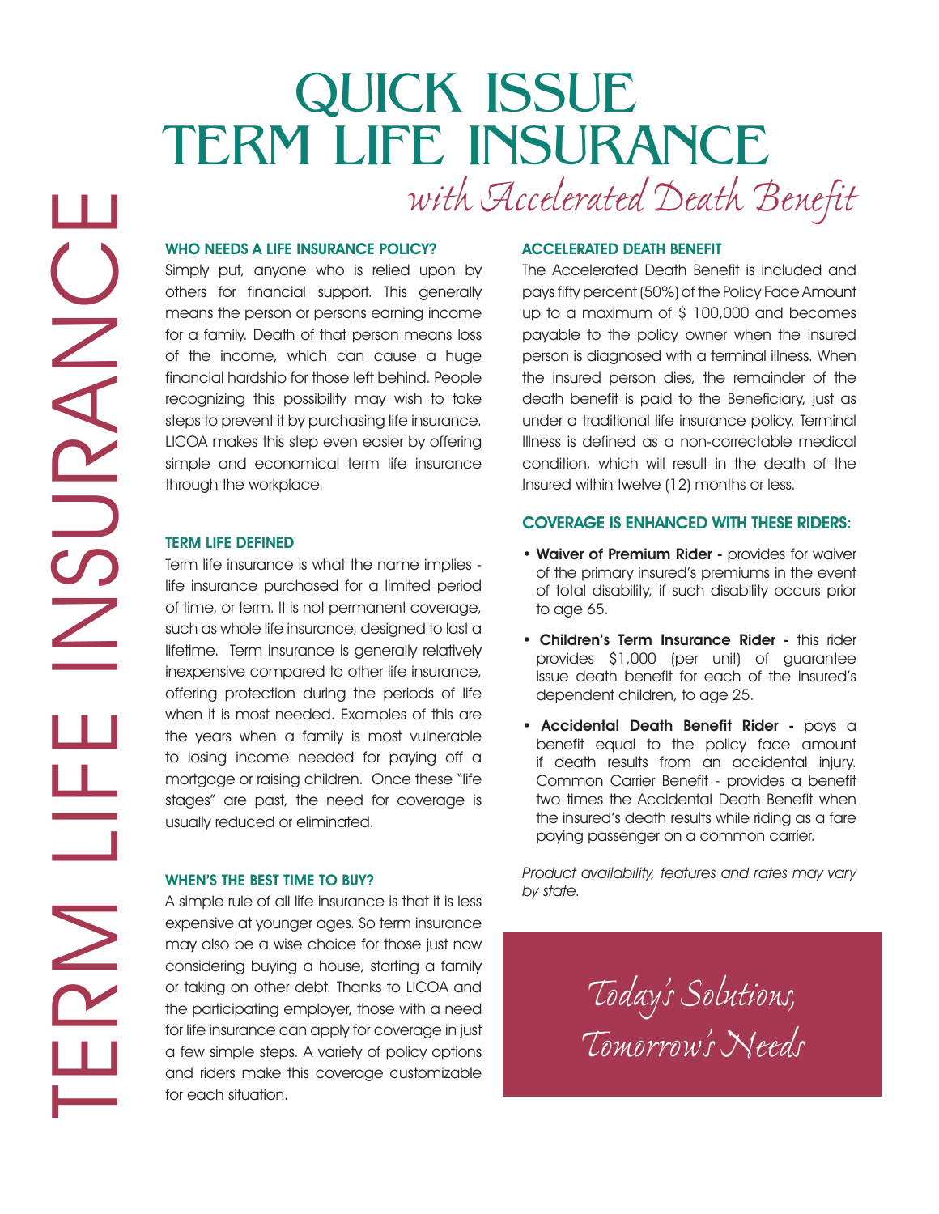# QUICK ISSUE TERM LIFE INSURANCE

*with Accelerated Death Benefit*

TERM LIFE INSURANCE

### WHO NEEDS A LIFE INSURANCE POLICY?

Simply put, anyone who is relied upon by others for financial support. This generally means the person or persons earning income for a family. Death of that person means loss of the income, which can cause a huge financial hardship for those left behind. People recognizing this possibility may wish to take steps to prevent it by purchasing life insurance. LICOA makes this step even easier by offering simple and economical term life insurance through the workplace.

### TERM LIFE DEFINED

Term life insurance is what the name implies - life insurance purchased for a limited period of time, or term. It is not permanent coverage, such as whole life insurance, designed to last a lifetime. Term insurance is generally relatively inexpensive compared to other life insurance, offering protection during the periods of life when it is most needed. Examples of this are the years when a family is most vulnerable to losing income needed for paying off a mortgage or raising children. Once these "life stages" are past, the need for coverage is usually reduced or eliminated.

### WHEN'S THE BEST TIME TO BUY?

A simple rule of all life insurance is that it is less expensive at younger ages. So term insurance may also be a wise choice for those just now considering buying a house, starting a family or taking on other debt. Thanks to LICOA and the participating employer, those with a need for life insurance can apply for coverage in just a few simple steps. A variety of policy options and riders make this coverage customizable for each situation.

### ACCELERATED DEATH BENEFIT

The Accelerated Death Benefit is included and pays fifty percent (50%) of the Policy Face Amount up to a maximum of $ 100,000 and becomes payable to the policy owner when the insured person is diagnosed with a terminal illness. When the insured person dies, the remainder of the death benefit is paid to the Beneficiary, just as under a traditional life insurance policy. Terminal Illness is defined as a non-correctable medical condition, which will result in the death of the Insured within twelve (12) months or less.

### COVERAGE IS ENHANCED WITH THESE RIDERS:

- **Waiver of Premium Rider -** provides for waiver of the primary insured's premiums in the event of total disability, if such disability occurs prior to age 65.
- **Children's Term Insurance Rider -** this rider provides $1,000 (per unit) of guarantee issue death benefit for each of the insured's dependent children, to age 25.
- **Accidental Death Benefit Rider -** pays a benefit equal to the policy face amount if death results from an accidental injury. Common Carrier Benefit - provides a benefit two times the Accidental Death Benefit when the insured's death results while riding as a fare paying passenger on a common carrier.

*Product availability, features and rates may vary by state.*

*Today's Solutions, Tomorrow's Needs*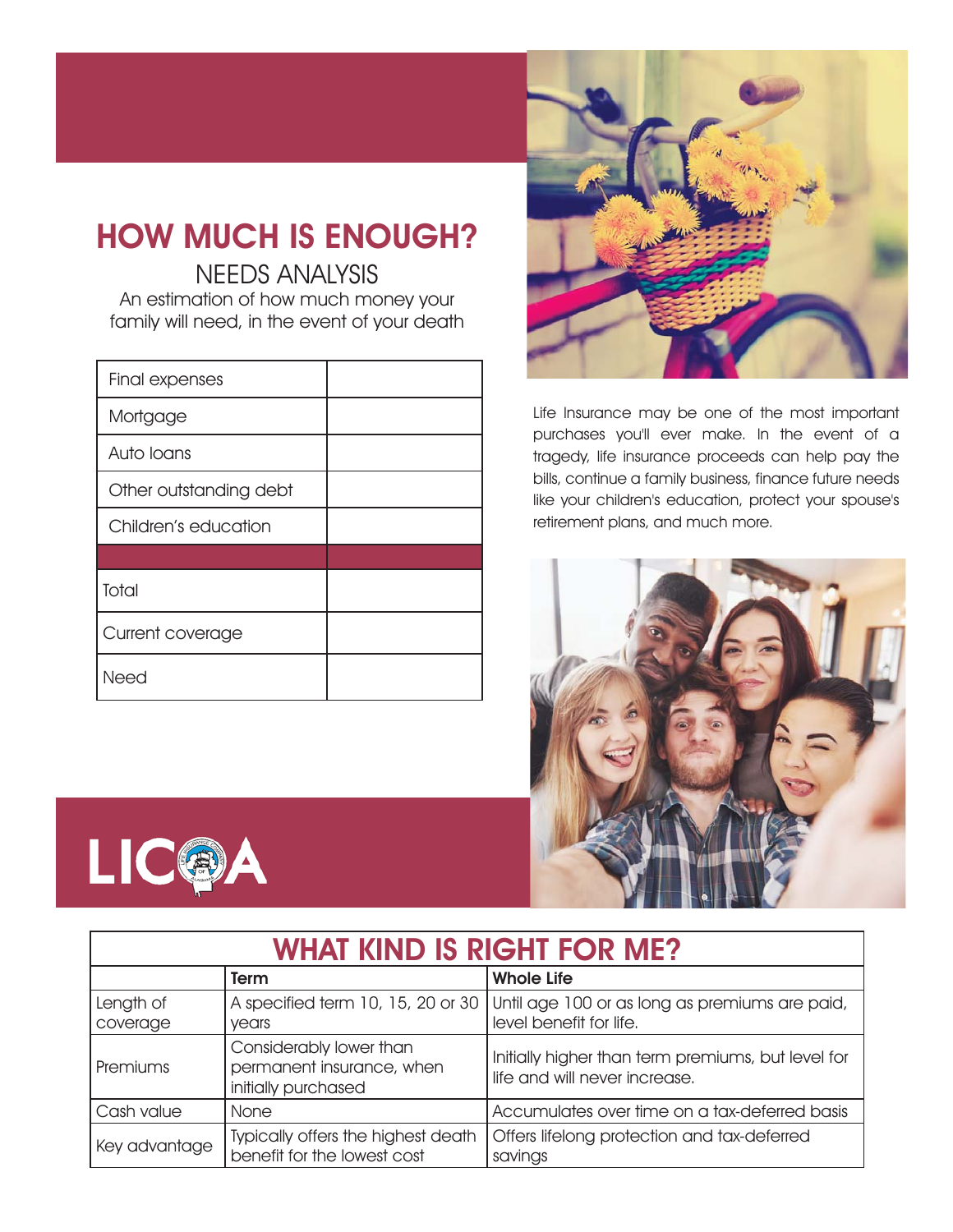# HOW MUCH IS ENOUGH?

## NEEDS ANALYSIS

An estimation of how much money your family will need, in the event of your death

| | |
|---|---|
| Final expenses | |
| Mortgage | |
| Auto loans | |
| Other outstanding debt | |
| Children's education | |
| | |
| Total | |
| Current coverage | |
| Need | |

Life Insurance may be one of the most important purchases you'll ever make. In the event of a tragedy, life insurance proceeds can help pay the bills, continue a family business, finance future needs like your children's education, protect your spouse's retirement plans, and much more.

LICOA

## WHAT KIND IS RIGHT FOR ME?

| | **Term** | **Whole Life** |
|---|---|---|
| Length of coverage | A specified term 10, 15, 20 or 30 years | Until age 100 or as long as premiums are paid, level benefit for life. |
| Premiums | Considerably lower than permanent insurance, when initially purchased | Initially higher than term premiums, but level for life and will never increase. |
| Cash value | None | Accumulates over time on a tax-deferred basis |
| Key advantage | Typically offers the highest death benefit for the lowest cost | Offers lifelong protection and tax-deferred savings |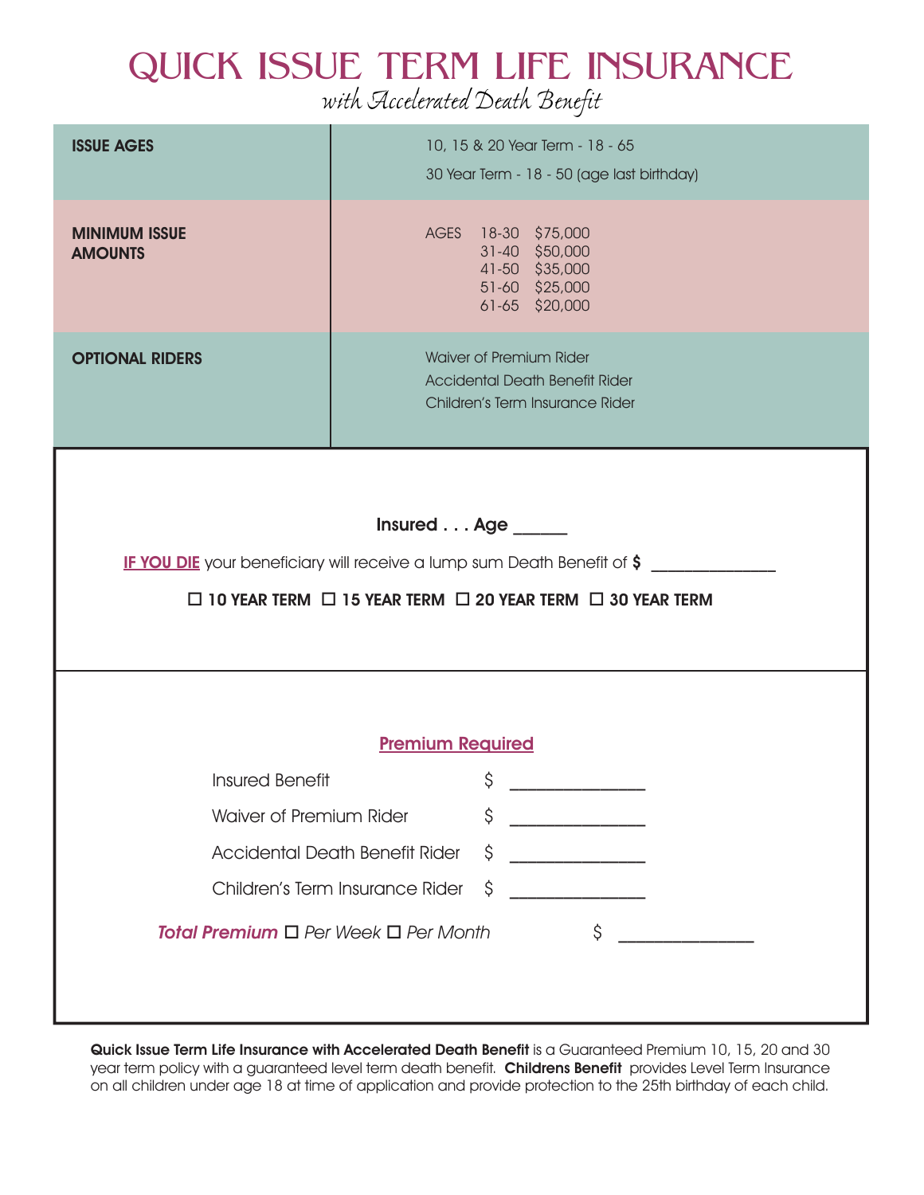# QUICK ISSUE TERM LIFE INSURANCE

*with Accelerated Death Benefit*

| | |
|---|---|
| **ISSUE AGES** | 10, 15 & 20 Year Term - 18 - 65<br>30 Year Term - 18 - 50 (age last birthday) |
| **MINIMUM ISSUE AMOUNTS** | AGES 18-30 $75,000<br>31-40 $50,000<br>41-50 $35,000<br>51-60 $25,000<br>61-65 $20,000 |
| **OPTIONAL RIDERS** | Waiver of Premium Rider<br>Accidental Death Benefit Rider<br>Children's Term Insurance Rider |

**Insured . . . Age ______**

**IF YOU DIE** your beneficiary will receive a lump sum Death Benefit of **$** ______________

☐ **10 YEAR TERM** ☐ **15 YEAR TERM** ☐ **20 YEAR TERM** ☐ **30 YEAR TERM**

**Premium Required**

Insured Benefit $ _______________

Waiver of Premium Rider $ _______________

Accidental Death Benefit Rider $ _______________

Children's Term Insurance Rider $ _______________

***Total Premium*** ☐ *Per Week* ☐ *Per Month* $ _______________

**Quick Issue Term Life Insurance with Accelerated Death Benefit** is a Guaranteed Premium 10, 15, 20 and 30 year term policy with a guaranteed level term death benefit. **Childrens Benefit** provides Level Term Insurance on all children under age 18 at time of application and provide protection to the 25th birthday of each child.